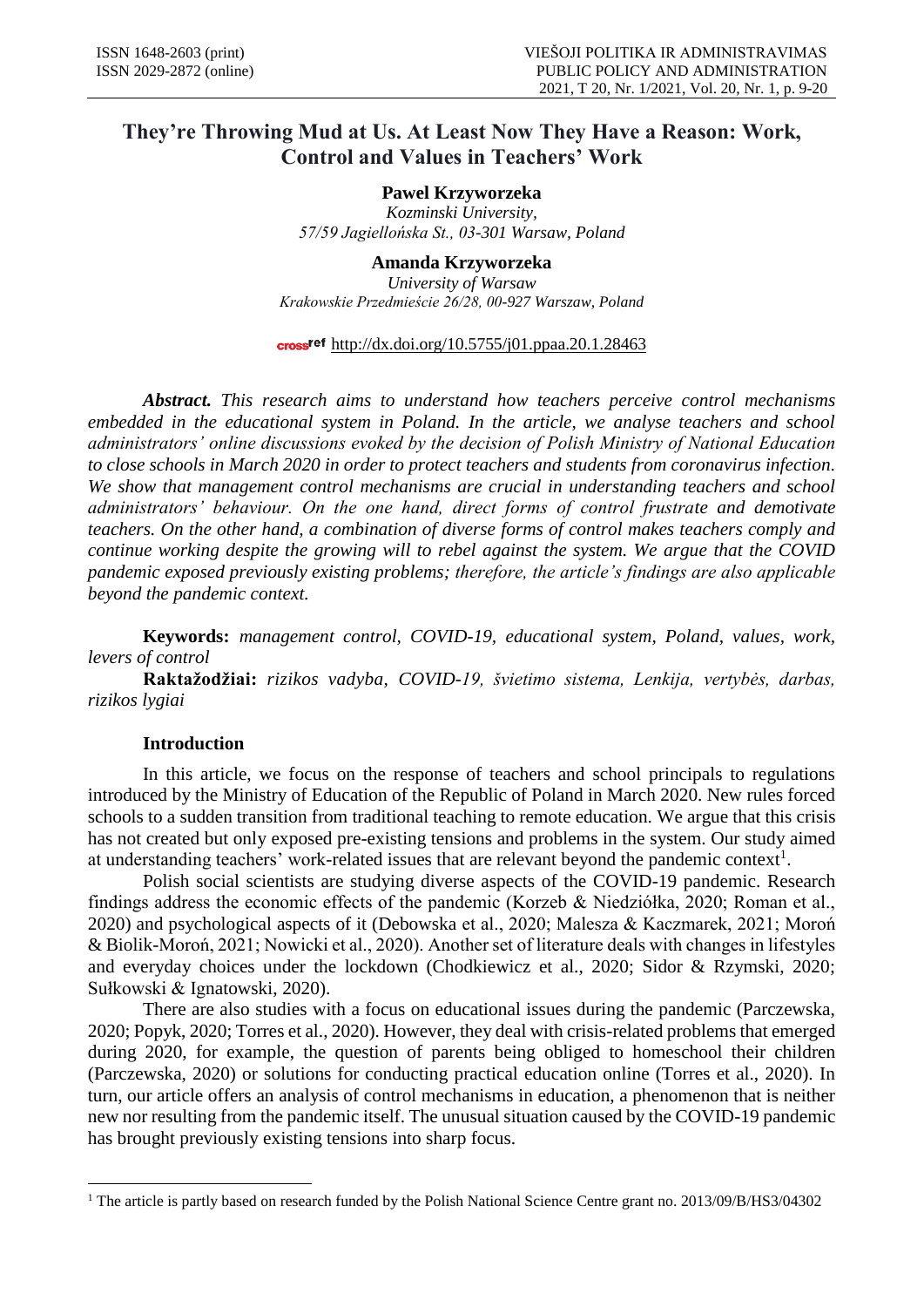# They're Throwing Mud at Us. At Least Now They Have a Reason: Work, Control and Values in Teachers' Work

**Pawel Krzyworzeka**

*Kozminski University,*
*57/59 Jagiellońska St., 03-301 Warsaw, Poland*

**Amanda Krzyworzeka**

*University of Warsaw*
*Krakowskie Przedmieście 26/28, 00-927 Warszaw, Poland*

http://dx.doi.org/10.5755/j01.ppaa.20.1.28463

***Abstract.*** *This research aims to understand how teachers perceive control mechanisms embedded in the educational system in Poland. In the article, we analyse teachers and school administrators' online discussions evoked by the decision of Polish Ministry of National Education to close schools in March 2020 in order to protect teachers and students from coronavirus infection. We show that management control mechanisms are crucial in understanding teachers and school administrators' behaviour. On the one hand, direct forms of control frustrate and demotivate teachers. On the other hand, a combination of diverse forms of control makes teachers comply and continue working despite the growing will to rebel against the system. We argue that the COVID pandemic exposed previously existing problems; therefore, the article's findings are also applicable beyond the pandemic context.*

**Keywords:** *management control, COVID-19, educational system, Poland, values, work, levers of control*

**Raktažodžiai:** *rizikos vadyba, COVID-19, švietimo sistema, Lenkija, vertybės, darbas, rizikos lygiai*

## Introduction

In this article, we focus on the response of teachers and school principals to regulations introduced by the Ministry of Education of the Republic of Poland in March 2020. New rules forced schools to a sudden transition from traditional teaching to remote education. We argue that this crisis has not created but only exposed pre-existing tensions and problems in the system. Our study aimed at understanding teachers' work-related issues that are relevant beyond the pandemic context[1].

Polish social scientists are studying diverse aspects of the COVID-19 pandemic. Research findings address the economic effects of the pandemic (Korzeb & Niedziółka, 2020; Roman et al., 2020) and psychological aspects of it (Debowska et al., 2020; Malesza & Kaczmarek, 2021; Moroń & Biolik-Moroń, 2021; Nowicki et al., 2020). Another set of literature deals with changes in lifestyles and everyday choices under the lockdown (Chodkiewicz et al., 2020; Sidor & Rzymski, 2020; Sułkowski & Ignatowski, 2020).

There are also studies with a focus on educational issues during the pandemic (Parczewska, 2020; Popyk, 2020; Torres et al., 2020). However, they deal with crisis-related problems that emerged during 2020, for example, the question of parents being obliged to homeschool their children (Parczewska, 2020) or solutions for conducting practical education online (Torres et al., 2020). In turn, our article offers an analysis of control mechanisms in education, a phenomenon that is neither new nor resulting from the pandemic itself. The unusual situation caused by the COVID-19 pandemic has brought previously existing tensions into sharp focus.

[1] The article is partly based on research funded by the Polish National Science Centre grant no. 2013/09/B/HS3/04302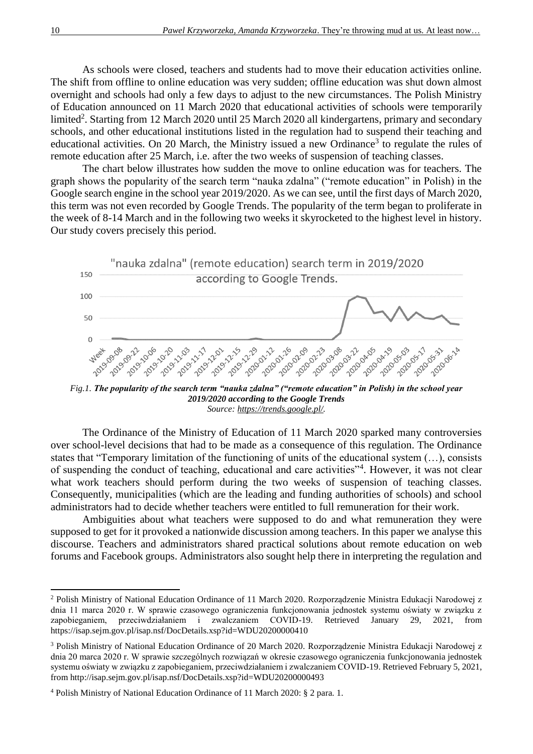As schools were closed, teachers and students had to move their education activities online. The shift from offline to online education was very sudden; offline education was shut down almost overnight and schools had only a few days to adjust to the new circumstances. The Polish Ministry of Education announced on 11 March 2020 that educational activities of schools were temporarily limited[2]. Starting from 12 March 2020 until 25 March 2020 all kindergartens, primary and secondary schools, and other educational institutions listed in the regulation had to suspend their teaching and educational activities. On 20 March, the Ministry issued a new Ordinance[3] to regulate the rules of remote education after 25 March, i.e. after the two weeks of suspension of teaching classes.

The chart below illustrates how sudden the move to online education was for teachers. The graph shows the popularity of the search term "nauka zdalna" ("remote education" in Polish) in the Google search engine in the school year 2019/2020. As we can see, until the first days of March 2020, this term was not even recorded by Google Trends. The popularity of the term began to proliferate in the week of 8-14 March and in the following two weeks it skyrocketed to the highest level in history. Our study covers precisely this period.

*Fig.1.* ***The popularity of the search term "nauka zdalna" ("remote education" in Polish) in the school year 2019/2020 according to the Google Trends***
*Source: https://trends.google.pl/.*

The Ordinance of the Ministry of Education of 11 March 2020 sparked many controversies over school-level decisions that had to be made as a consequence of this regulation. The Ordinance states that "Temporary limitation of the functioning of units of the educational system (…), consists of suspending the conduct of teaching, educational and care activities"[4]. However, it was not clear what work teachers should perform during the two weeks of suspension of teaching classes. Consequently, municipalities (which are the leading and funding authorities of schools) and school administrators had to decide whether teachers were entitled to full remuneration for their work.

Ambiguities about what teachers were supposed to do and what remuneration they were supposed to get for it provoked a nationwide discussion among teachers. In this paper we analyse this discourse. Teachers and administrators shared practical solutions about remote education on web forums and Facebook groups. Administrators also sought help there in interpreting the regulation and

---

[2] Polish Ministry of National Education Ordinance of 11 March 2020. Rozporządzenie Ministra Edukacji Narodowej z dnia 11 marca 2020 r. W sprawie czasowego ograniczenia funkcjonowania jednostek systemu oświaty w związku z zapobieganiem, przeciwdziałaniem i zwalczaniem COVID-19. Retrieved January 29, 2021, from https://isap.sejm.gov.pl/isap.nsf/DocDetails.xsp?id=WDU20200000410

[3] Polish Ministry of National Education Ordinance of 20 March 2020. Rozporządzenie Ministra Edukacji Narodowej z dnia 20 marca 2020 r. W sprawie szczególnych rozwiązań w okresie czasowego ograniczenia funkcjonowania jednostek systemu oświaty w związku z zapobieganiem, przeciwdziałaniem i zwalczaniem COVID-19. Retrieved February 5, 2021, from http://isap.sejm.gov.pl/isap.nsf/DocDetails.xsp?id=WDU20200000493

[4] Polish Ministry of National Education Ordinance of 11 March 2020: § 2 para. 1.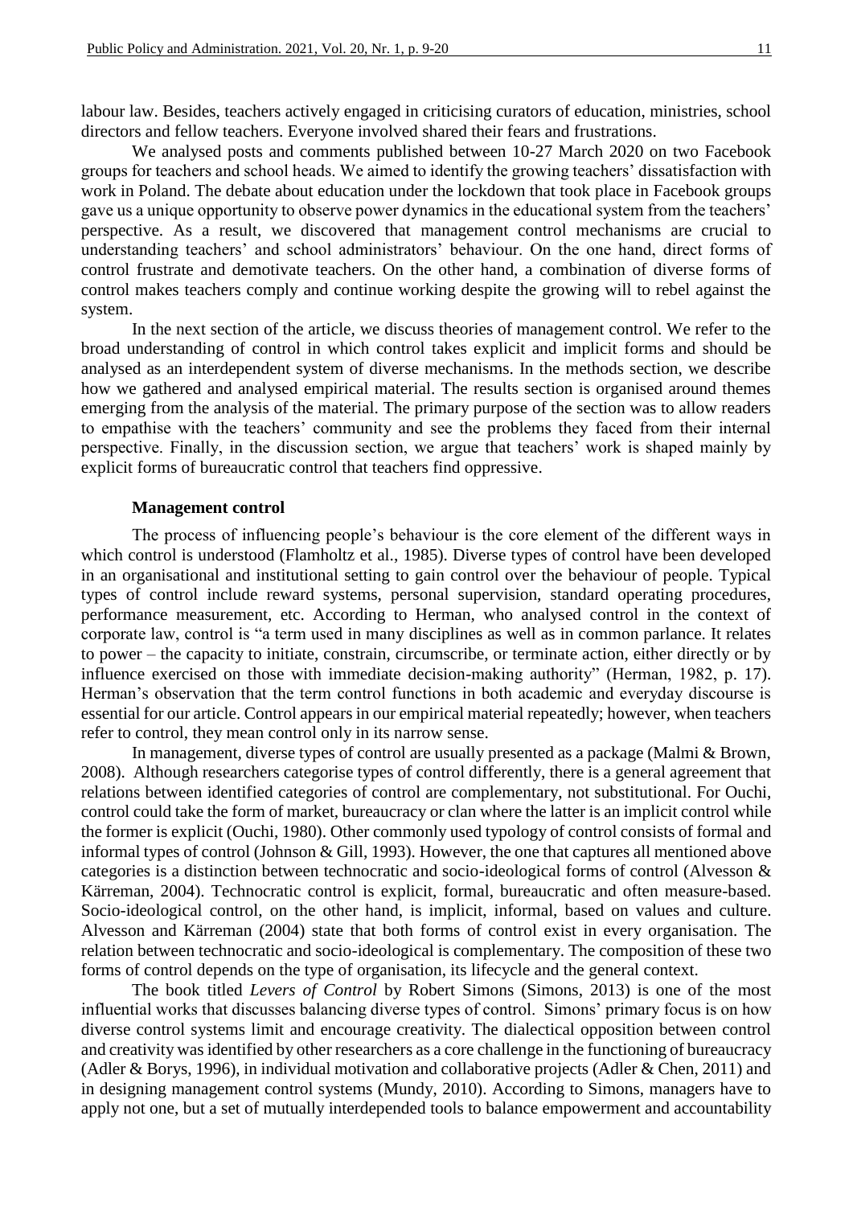labour law. Besides, teachers actively engaged in criticising curators of education, ministries, school directors and fellow teachers. Everyone involved shared their fears and frustrations.

We analysed posts and comments published between 10-27 March 2020 on two Facebook groups for teachers and school heads. We aimed to identify the growing teachers' dissatisfaction with work in Poland. The debate about education under the lockdown that took place in Facebook groups gave us a unique opportunity to observe power dynamics in the educational system from the teachers' perspective. As a result, we discovered that management control mechanisms are crucial to understanding teachers' and school administrators' behaviour. On the one hand, direct forms of control frustrate and demotivate teachers. On the other hand, a combination of diverse forms of control makes teachers comply and continue working despite the growing will to rebel against the system.

In the next section of the article, we discuss theories of management control. We refer to the broad understanding of control in which control takes explicit and implicit forms and should be analysed as an interdependent system of diverse mechanisms. In the methods section, we describe how we gathered and analysed empirical material. The results section is organised around themes emerging from the analysis of the material. The primary purpose of the section was to allow readers to empathise with the teachers' community and see the problems they faced from their internal perspective. Finally, in the discussion section, we argue that teachers' work is shaped mainly by explicit forms of bureaucratic control that teachers find oppressive.

## Management control

The process of influencing people's behaviour is the core element of the different ways in which control is understood (Flamholtz et al., 1985). Diverse types of control have been developed in an organisational and institutional setting to gain control over the behaviour of people. Typical types of control include reward systems, personal supervision, standard operating procedures, performance measurement, etc. According to Herman, who analysed control in the context of corporate law, control is "a term used in many disciplines as well as in common parlance. It relates to power – the capacity to initiate, constrain, circumscribe, or terminate action, either directly or by influence exercised on those with immediate decision-making authority" (Herman, 1982, p. 17). Herman's observation that the term control functions in both academic and everyday discourse is essential for our article. Control appears in our empirical material repeatedly; however, when teachers refer to control, they mean control only in its narrow sense.

In management, diverse types of control are usually presented as a package (Malmi & Brown, 2008). Although researchers categorise types of control differently, there is a general agreement that relations between identified categories of control are complementary, not substitutional. For Ouchi, control could take the form of market, bureaucracy or clan where the latter is an implicit control while the former is explicit (Ouchi, 1980). Other commonly used typology of control consists of formal and informal types of control (Johnson & Gill, 1993). However, the one that captures all mentioned above categories is a distinction between technocratic and socio-ideological forms of control (Alvesson & Kärreman, 2004). Technocratic control is explicit, formal, bureaucratic and often measure-based. Socio-ideological control, on the other hand, is implicit, informal, based on values and culture. Alvesson and Kärreman (2004) state that both forms of control exist in every organisation. The relation between technocratic and socio-ideological is complementary. The composition of these two forms of control depends on the type of organisation, its lifecycle and the general context.

The book titled *Levers of Control* by Robert Simons (Simons, 2013) is one of the most influential works that discusses balancing diverse types of control. Simons' primary focus is on how diverse control systems limit and encourage creativity. The dialectical opposition between control and creativity was identified by other researchers as a core challenge in the functioning of bureaucracy (Adler & Borys, 1996), in individual motivation and collaborative projects (Adler & Chen, 2011) and in designing management control systems (Mundy, 2010). According to Simons, managers have to apply not one, but a set of mutually interdepended tools to balance empowerment and accountability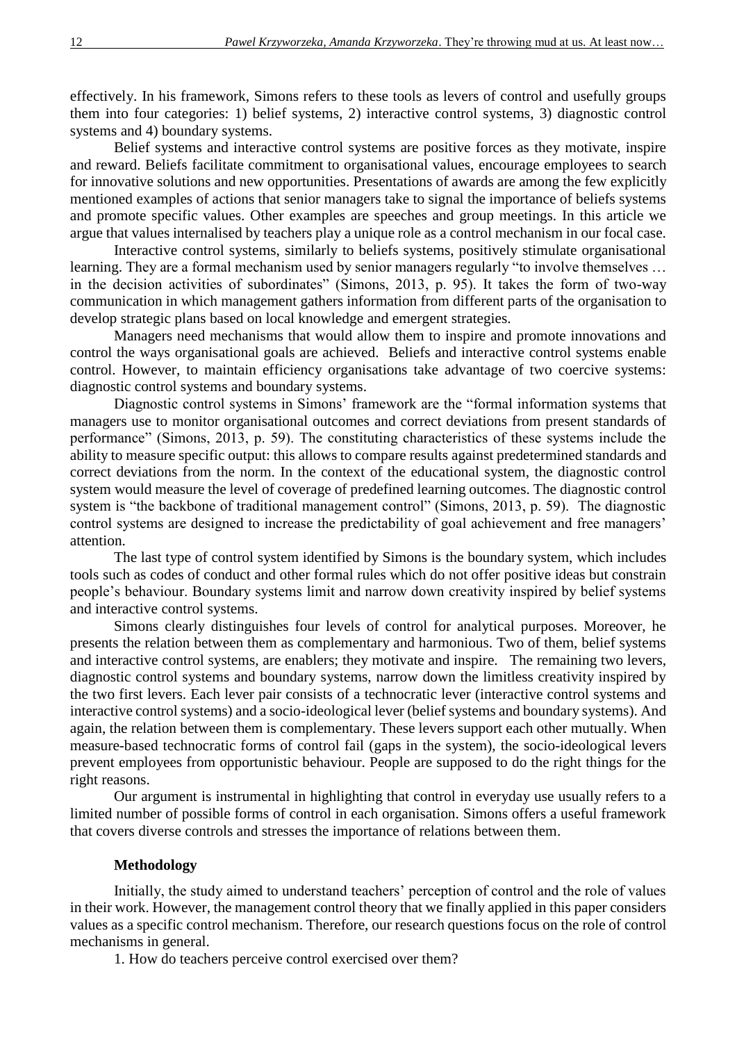effectively. In his framework, Simons refers to these tools as levers of control and usefully groups them into four categories: 1) belief systems, 2) interactive control systems, 3) diagnostic control systems and 4) boundary systems.

Belief systems and interactive control systems are positive forces as they motivate, inspire and reward. Beliefs facilitate commitment to organisational values, encourage employees to search for innovative solutions and new opportunities. Presentations of awards are among the few explicitly mentioned examples of actions that senior managers take to signal the importance of beliefs systems and promote specific values. Other examples are speeches and group meetings. In this article we argue that values internalised by teachers play a unique role as a control mechanism in our focal case.

Interactive control systems, similarly to beliefs systems, positively stimulate organisational learning. They are a formal mechanism used by senior managers regularly "to involve themselves … in the decision activities of subordinates" (Simons, 2013, p. 95). It takes the form of two-way communication in which management gathers information from different parts of the organisation to develop strategic plans based on local knowledge and emergent strategies.

Managers need mechanisms that would allow them to inspire and promote innovations and control the ways organisational goals are achieved. Beliefs and interactive control systems enable control. However, to maintain efficiency organisations take advantage of two coercive systems: diagnostic control systems and boundary systems.

Diagnostic control systems in Simons' framework are the "formal information systems that managers use to monitor organisational outcomes and correct deviations from present standards of performance" (Simons, 2013, p. 59). The constituting characteristics of these systems include the ability to measure specific output: this allows to compare results against predetermined standards and correct deviations from the norm. In the context of the educational system, the diagnostic control system would measure the level of coverage of predefined learning outcomes. The diagnostic control system is "the backbone of traditional management control" (Simons, 2013, p. 59). The diagnostic control systems are designed to increase the predictability of goal achievement and free managers' attention.

The last type of control system identified by Simons is the boundary system, which includes tools such as codes of conduct and other formal rules which do not offer positive ideas but constrain people's behaviour. Boundary systems limit and narrow down creativity inspired by belief systems and interactive control systems.

Simons clearly distinguishes four levels of control for analytical purposes. Moreover, he presents the relation between them as complementary and harmonious. Two of them, belief systems and interactive control systems, are enablers; they motivate and inspire. The remaining two levers, diagnostic control systems and boundary systems, narrow down the limitless creativity inspired by the two first levers. Each lever pair consists of a technocratic lever (interactive control systems and interactive control systems) and a socio-ideological lever (belief systems and boundary systems). And again, the relation between them is complementary. These levers support each other mutually. When measure-based technocratic forms of control fail (gaps in the system), the socio-ideological levers prevent employees from opportunistic behaviour. People are supposed to do the right things for the right reasons.

Our argument is instrumental in highlighting that control in everyday use usually refers to a limited number of possible forms of control in each organisation. Simons offers a useful framework that covers diverse controls and stresses the importance of relations between them.

### Methodology

Initially, the study aimed to understand teachers' perception of control and the role of values in their work. However, the management control theory that we finally applied in this paper considers values as a specific control mechanism. Therefore, our research questions focus on the role of control mechanisms in general.

1. How do teachers perceive control exercised over them?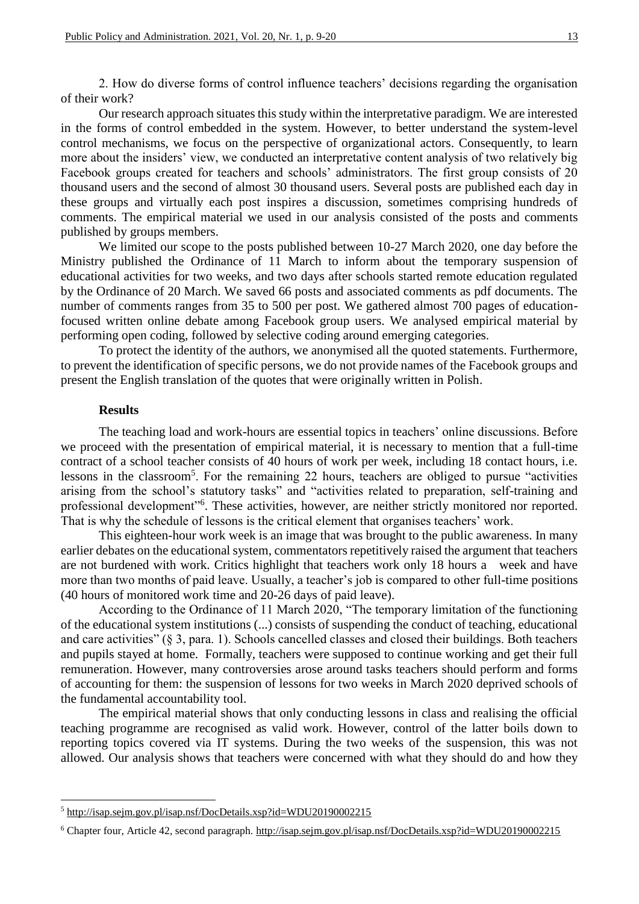2. How do diverse forms of control influence teachers' decisions regarding the organisation of their work?

Our research approach situates this study within the interpretative paradigm. We are interested in the forms of control embedded in the system. However, to better understand the system-level control mechanisms, we focus on the perspective of organizational actors. Consequently, to learn more about the insiders' view, we conducted an interpretative content analysis of two relatively big Facebook groups created for teachers and schools' administrators. The first group consists of 20 thousand users and the second of almost 30 thousand users. Several posts are published each day in these groups and virtually each post inspires a discussion, sometimes comprising hundreds of comments. The empirical material we used in our analysis consisted of the posts and comments published by groups members.

We limited our scope to the posts published between 10-27 March 2020, one day before the Ministry published the Ordinance of 11 March to inform about the temporary suspension of educational activities for two weeks, and two days after schools started remote education regulated by the Ordinance of 20 March. We saved 66 posts and associated comments as pdf documents. The number of comments ranges from 35 to 500 per post. We gathered almost 700 pages of education-focused written online debate among Facebook group users. We analysed empirical material by performing open coding, followed by selective coding around emerging categories.

To protect the identity of the authors, we anonymised all the quoted statements. Furthermore, to prevent the identification of specific persons, we do not provide names of the Facebook groups and present the English translation of the quotes that were originally written in Polish.

## Results

The teaching load and work-hours are essential topics in teachers' online discussions. Before we proceed with the presentation of empirical material, it is necessary to mention that a full-time contract of a school teacher consists of 40 hours of work per week, including 18 contact hours, i.e. lessons in the classroom[5]. For the remaining 22 hours, teachers are obliged to pursue "activities arising from the school's statutory tasks" and "activities related to preparation, self-training and professional development"[6]. These activities, however, are neither strictly monitored nor reported. That is why the schedule of lessons is the critical element that organises teachers' work.

This eighteen-hour work week is an image that was brought to the public awareness. In many earlier debates on the educational system, commentators repetitively raised the argument that teachers are not burdened with work. Critics highlight that teachers work only 18 hours a week and have more than two months of paid leave. Usually, a teacher's job is compared to other full-time positions (40 hours of monitored work time and 20-26 days of paid leave).

According to the Ordinance of 11 March 2020, "The temporary limitation of the functioning of the educational system institutions (...) consists of suspending the conduct of teaching, educational and care activities" (§ 3, para. 1). Schools cancelled classes and closed their buildings. Both teachers and pupils stayed at home. Formally, teachers were supposed to continue working and get their full remuneration. However, many controversies arose around tasks teachers should perform and forms of accounting for them: the suspension of lessons for two weeks in March 2020 deprived schools of the fundamental accountability tool.

The empirical material shows that only conducting lessons in class and realising the official teaching programme are recognised as valid work. However, control of the latter boils down to reporting topics covered via IT systems. During the two weeks of the suspension, this was not allowed. Our analysis shows that teachers were concerned with what they should do and how they

---

[5] http://isap.sejm.gov.pl/isap.nsf/DocDetails.xsp?id=WDU20190002215

[6] Chapter four, Article 42, second paragraph. http://isap.sejm.gov.pl/isap.nsf/DocDetails.xsp?id=WDU20190002215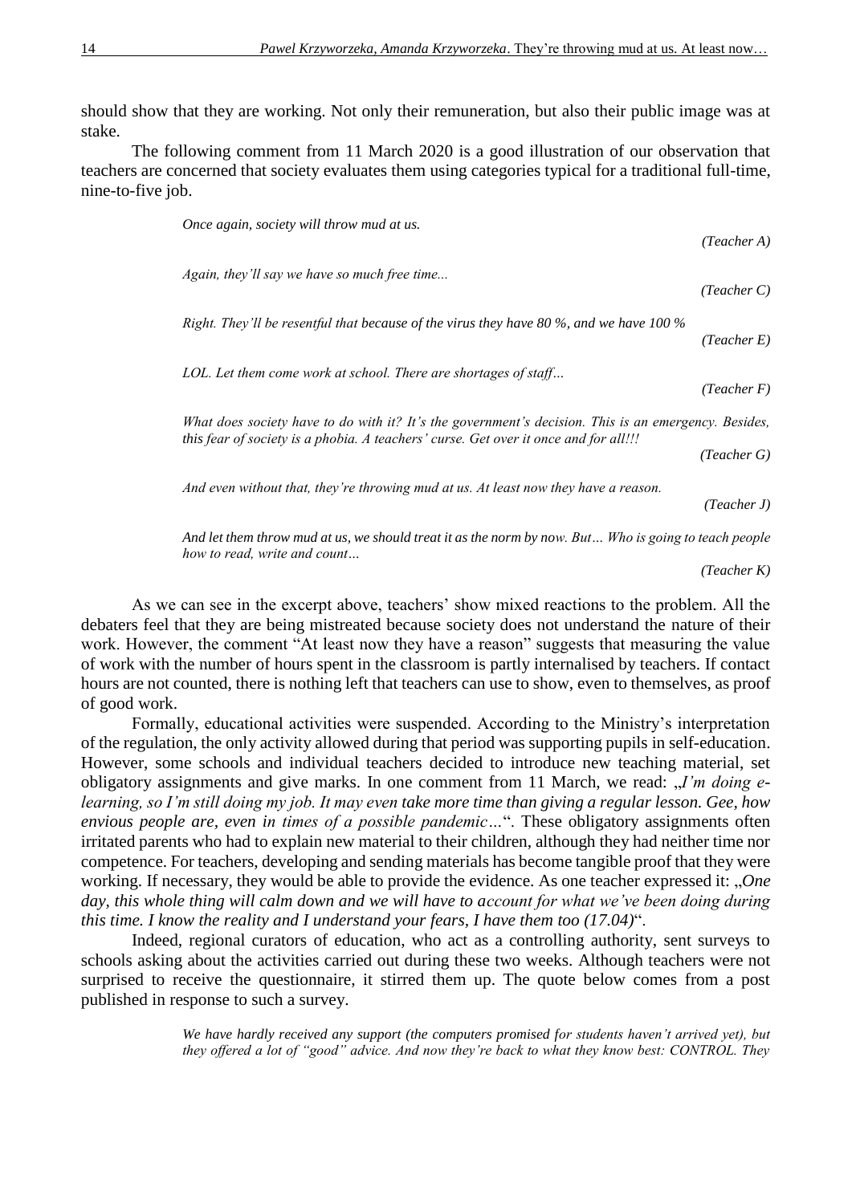should show that they are working. Not only their remuneration, but also their public image was at stake.

The following comment from 11 March 2020 is a good illustration of our observation that teachers are concerned that society evaluates them using categories typical for a traditional full-time, nine-to-five job.

> *Once again, society will throw mud at us.*
>
> (Teacher A)
>
> *Again, they'll say we have so much free time...*
>
> (Teacher C)
>
> *Right. They'll be resentful that because of the virus they have 80 %, and we have 100 %*
>
> (Teacher E)
>
> *LOL. Let them come work at school. There are shortages of staff...*
>
> (Teacher F)
>
> *What does society have to do with it? It's the government's decision. This is an emergency. Besides, this fear of society is a phobia. A teachers' curse. Get over it once and for all!!!*
>
> (Teacher G)
>
> *And even without that, they're throwing mud at us. At least now they have a reason.*
>
> (Teacher J)
>
> *And let them throw mud at us, we should treat it as the norm by now. But… Who is going to teach people how to read, write and count…*
>
> (Teacher K)

As we can see in the excerpt above, teachers' show mixed reactions to the problem. All the debaters feel that they are being mistreated because society does not understand the nature of their work. However, the comment "At least now they have a reason" suggests that measuring the value of work with the number of hours spent in the classroom is partly internalised by teachers. If contact hours are not counted, there is nothing left that teachers can use to show, even to themselves, as proof of good work.

Formally, educational activities were suspended. According to the Ministry's interpretation of the regulation, the only activity allowed during that period was supporting pupils in self-education. However, some schools and individual teachers decided to introduce new teaching material, set obligatory assignments and give marks. In one comment from 11 March, we read: „*I'm doing e-learning, so I'm still doing my job. It may even take more time than giving a regular lesson. Gee, how envious people are, even in times of a possible pandemic…*". These obligatory assignments often irritated parents who had to explain new material to their children, although they had neither time nor competence. For teachers, developing and sending materials has become tangible proof that they were working. If necessary, they would be able to provide the evidence. As one teacher expressed it: „*One day, this whole thing will calm down and we will have to account for what we've been doing during this time. I know the reality and I understand your fears, I have them too (17.04)*".

Indeed, regional curators of education, who act as a controlling authority, sent surveys to schools asking about the activities carried out during these two weeks. Although teachers were not surprised to receive the questionnaire, it stirred them up. The quote below comes from a post published in response to such a survey.

> *We have hardly received any support (the computers promised for students haven't arrived yet), but they offered a lot of "good" advice. And now they're back to what they know best: CONTROL. They*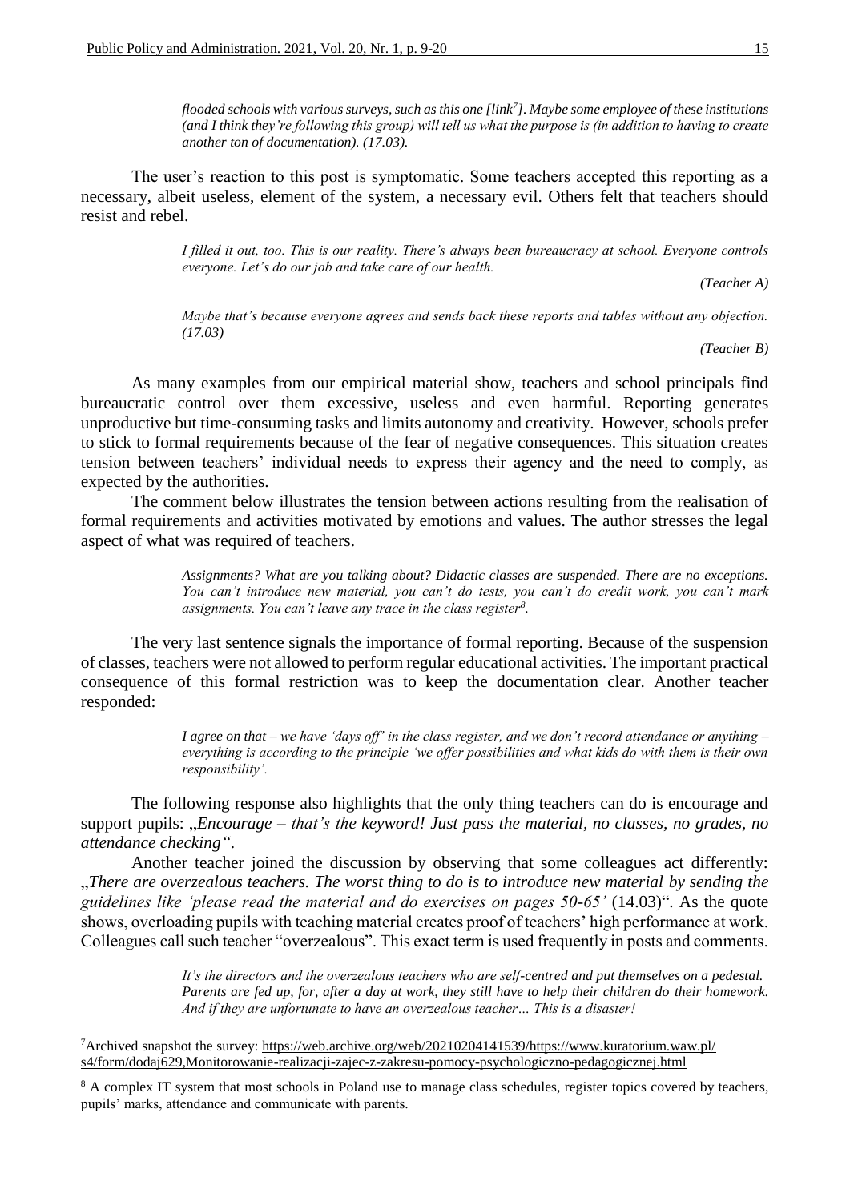> *flooded schools with various surveys, such as this one [link[7]]. Maybe some employee of these institutions (and I think they're following this group) will tell us what the purpose is (in addition to having to create another ton of documentation). (17.03).*

The user's reaction to this post is symptomatic. Some teachers accepted this reporting as a necessary, albeit useless, element of the system, a necessary evil. Others felt that teachers should resist and rebel.

> *I filled it out, too. This is our reality. There's always been bureaucracy at school. Everyone controls everyone. Let's do our job and take care of our health.*
>
> *(Teacher A)*

> *Maybe that's because everyone agrees and sends back these reports and tables without any objection. (17.03)*
>
> *(Teacher B)*

As many examples from our empirical material show, teachers and school principals find bureaucratic control over them excessive, useless and even harmful. Reporting generates unproductive but time-consuming tasks and limits autonomy and creativity. However, schools prefer to stick to formal requirements because of the fear of negative consequences. This situation creates tension between teachers' individual needs to express their agency and the need to comply, as expected by the authorities.

The comment below illustrates the tension between actions resulting from the realisation of formal requirements and activities motivated by emotions and values. The author stresses the legal aspect of what was required of teachers.

> *Assignments? What are you talking about? Didactic classes are suspended. There are no exceptions. You can't introduce new material, you can't do tests, you can't do credit work, you can't mark assignments. You can't leave any trace in the class register[8].*

The very last sentence signals the importance of formal reporting. Because of the suspension of classes, teachers were not allowed to perform regular educational activities. The important practical consequence of this formal restriction was to keep the documentation clear. Another teacher responded:

> *I agree on that – we have 'days off' in the class register, and we don't record attendance or anything – everything is according to the principle 'we offer possibilities and what kids do with them is their own responsibility'.*

The following response also highlights that the only thing teachers can do is encourage and support pupils: „*Encourage – that's the keyword! Just pass the material, no classes, no grades, no attendance checking"*.

Another teacher joined the discussion by observing that some colleagues act differently: „*There are overzealous teachers. The worst thing to do is to introduce new material by sending the guidelines like 'please read the material and do exercises on pages 50-65'* (14.03)". As the quote shows, overloading pupils with teaching material creates proof of teachers' high performance at work. Colleagues call such teacher "overzealous". This exact term is used frequently in posts and comments.

> *It's the directors and the overzealous teachers who are self-centred and put themselves on a pedestal. Parents are fed up, for, after a day at work, they still have to help their children do their homework. And if they are unfortunate to have an overzealous teacher… This is a disaster!*

---

[7] Archived snapshot the survey: https://web.archive.org/web/20210204141539/https://www.kuratorium.waw.pl/s4/form/dodaj629,Monitorowanie-realizacji-zajec-z-zakresu-pomocy-psychologiczno-pedagogicznej.html

[8] A complex IT system that most schools in Poland use to manage class schedules, register topics covered by teachers, pupils' marks, attendance and communicate with parents.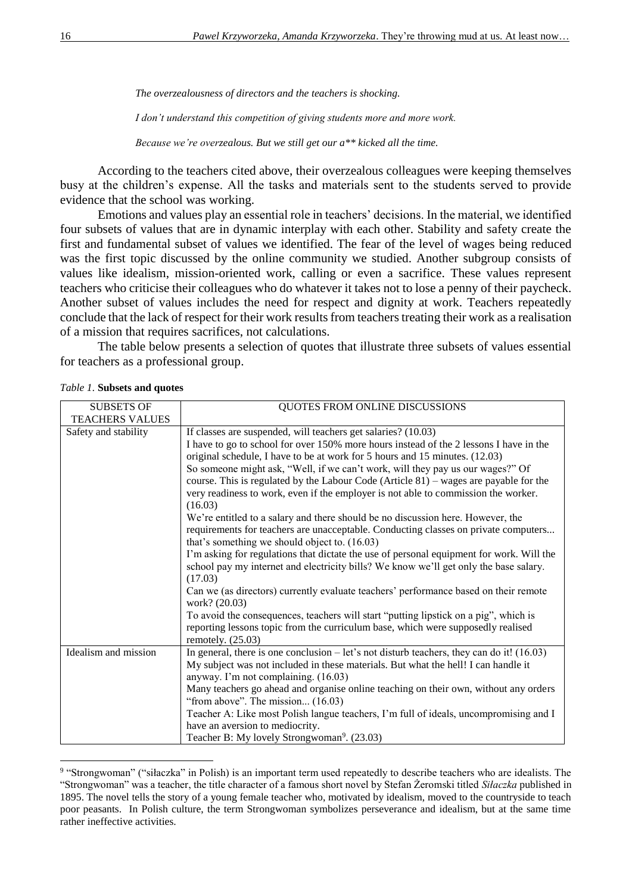*The overzealousness of directors and the teachers is shocking.*

*I don't understand this competition of giving students more and more work.*

*Because we're overzealous. But we still get our a** kicked all the time.*

According to the teachers cited above, their overzealous colleagues were keeping themselves busy at the children's expense. All the tasks and materials sent to the students served to provide evidence that the school was working.

Emotions and values play an essential role in teachers' decisions. In the material, we identified four subsets of values that are in dynamic interplay with each other. Stability and safety create the first and fundamental subset of values we identified. The fear of the level of wages being reduced was the first topic discussed by the online community we studied. Another subgroup consists of values like idealism, mission-oriented work, calling or even a sacrifice. These values represent teachers who criticise their colleagues who do whatever it takes not to lose a penny of their paycheck. Another subset of values includes the need for respect and dignity at work. Teachers repeatedly conclude that the lack of respect for their work results from teachers treating their work as a realisation of a mission that requires sacrifices, not calculations.

The table below presents a selection of quotes that illustrate three subsets of values essential for teachers as a professional group.

*Table 1.* **Subsets and quotes**

| SUBSETS OF TEACHERS VALUES | QUOTES FROM ONLINE DISCUSSIONS |
|---|---|
| Safety and stability | If classes are suspended, will teachers get salaries? (10.03)<br>I have to go to school for over 150% more hours instead of the 2 lessons I have in the original schedule, I have to be at work for 5 hours and 15 minutes. (12.03)<br>So someone might ask, "Well, if we can't work, will they pay us our wages?" Of course. This is regulated by the Labour Code (Article 81) – wages are payable for the very readiness to work, even if the employer is not able to commission the worker. (16.03)<br>We're entitled to a salary and there should be no discussion here. However, the requirements for teachers are unacceptable. Conducting classes on private computers... that's something we should object to. (16.03)<br>I'm asking for regulations that dictate the use of personal equipment for work. Will the school pay my internet and electricity bills? We know we'll get only the base salary. (17.03)<br>Can we (as directors) currently evaluate teachers' performance based on their remote work? (20.03)<br>To avoid the consequences, teachers will start "putting lipstick on a pig", which is reporting lessons topic from the curriculum base, which were supposedly realised remotely. (25.03) |
| Idealism and mission | In general, there is one conclusion – let's not disturb teachers, they can do it! (16.03)<br>My subject was not included in these materials. But what the hell! I can handle it anyway. I'm not complaining. (16.03)<br>Many teachers go ahead and organise online teaching on their own, without any orders "from above". The mission... (16.03)<br>Teacher A: Like most Polish langue teachers, I'm full of ideals, uncompromising and I have an aversion to mediocrity.<br>Teacher B: My lovely Strongwoman[9]. (23.03) |

[9] "Strongwoman" ("siłaczka" in Polish) is an important term used repeatedly to describe teachers who are idealists. The "Strongwoman" was a teacher, the title character of a famous short novel by Stefan Żeromski titled *Siłaczka* published in 1895. The novel tells the story of a young female teacher who, motivated by idealism, moved to the countryside to teach poor peasants. In Polish culture, the term Strongwoman symbolizes perseverance and idealism, but at the same time rather ineffective activities.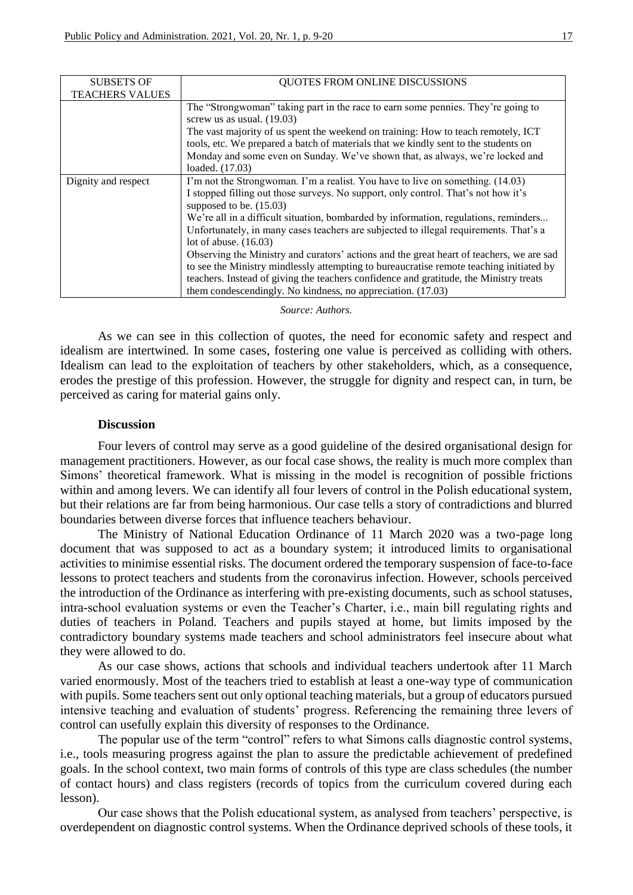| SUBSETS OF TEACHERS VALUES | QUOTES FROM ONLINE DISCUSSIONS |
|---|---|
| | The "Strongwoman" taking part in the race to earn some pennies. They're going to screw us as usual. (19.03)<br>The vast majority of us spent the weekend on training: How to teach remotely, ICT tools, etc. We prepared a batch of materials that we kindly sent to the students on Monday and some even on Sunday. We've shown that, as always, we're locked and loaded. (17.03) |
| Dignity and respect | I'm not the Strongwoman. I'm a realist. You have to live on something. (14.03)<br>I stopped filling out those surveys. No support, only control. That's not how it's supposed to be. (15.03)<br>We're all in a difficult situation, bombarded by information, regulations, reminders... Unfortunately, in many cases teachers are subjected to illegal requirements. That's a lot of abuse. (16.03)<br>Observing the Ministry and curators' actions and the great heart of teachers, we are sad to see the Ministry mindlessly attempting to bureaucratise remote teaching initiated by teachers. Instead of giving the teachers confidence and gratitude, the Ministry treats them condescendingly. No kindness, no appreciation. (17.03) |

*Source: Authors.*

As we can see in this collection of quotes, the need for economic safety and respect and idealism are intertwined. In some cases, fostering one value is perceived as colliding with others. Idealism can lead to the exploitation of teachers by other stakeholders, which, as a consequence, erodes the prestige of this profession. However, the struggle for dignity and respect can, in turn, be perceived as caring for material gains only.

### Discussion

Four levers of control may serve as a good guideline of the desired organisational design for management practitioners. However, as our focal case shows, the reality is much more complex than Simons' theoretical framework. What is missing in the model is recognition of possible frictions within and among levers. We can identify all four levers of control in the Polish educational system, but their relations are far from being harmonious. Our case tells a story of contradictions and blurred boundaries between diverse forces that influence teachers behaviour.

The Ministry of National Education Ordinance of 11 March 2020 was a two-page long document that was supposed to act as a boundary system; it introduced limits to organisational activities to minimise essential risks. The document ordered the temporary suspension of face-to-face lessons to protect teachers and students from the coronavirus infection. However, schools perceived the introduction of the Ordinance as interfering with pre-existing documents, such as school statuses, intra-school evaluation systems or even the Teacher's Charter, i.e., main bill regulating rights and duties of teachers in Poland. Teachers and pupils stayed at home, but limits imposed by the contradictory boundary systems made teachers and school administrators feel insecure about what they were allowed to do.

As our case shows, actions that schools and individual teachers undertook after 11 March varied enormously. Most of the teachers tried to establish at least a one-way type of communication with pupils. Some teachers sent out only optional teaching materials, but a group of educators pursued intensive teaching and evaluation of students' progress. Referencing the remaining three levers of control can usefully explain this diversity of responses to the Ordinance.

The popular use of the term "control" refers to what Simons calls diagnostic control systems, i.e., tools measuring progress against the plan to assure the predictable achievement of predefined goals. In the school context, two main forms of controls of this type are class schedules (the number of contact hours) and class registers (records of topics from the curriculum covered during each lesson).

Our case shows that the Polish educational system, as analysed from teachers' perspective, is overdependent on diagnostic control systems. When the Ordinance deprived schools of these tools, it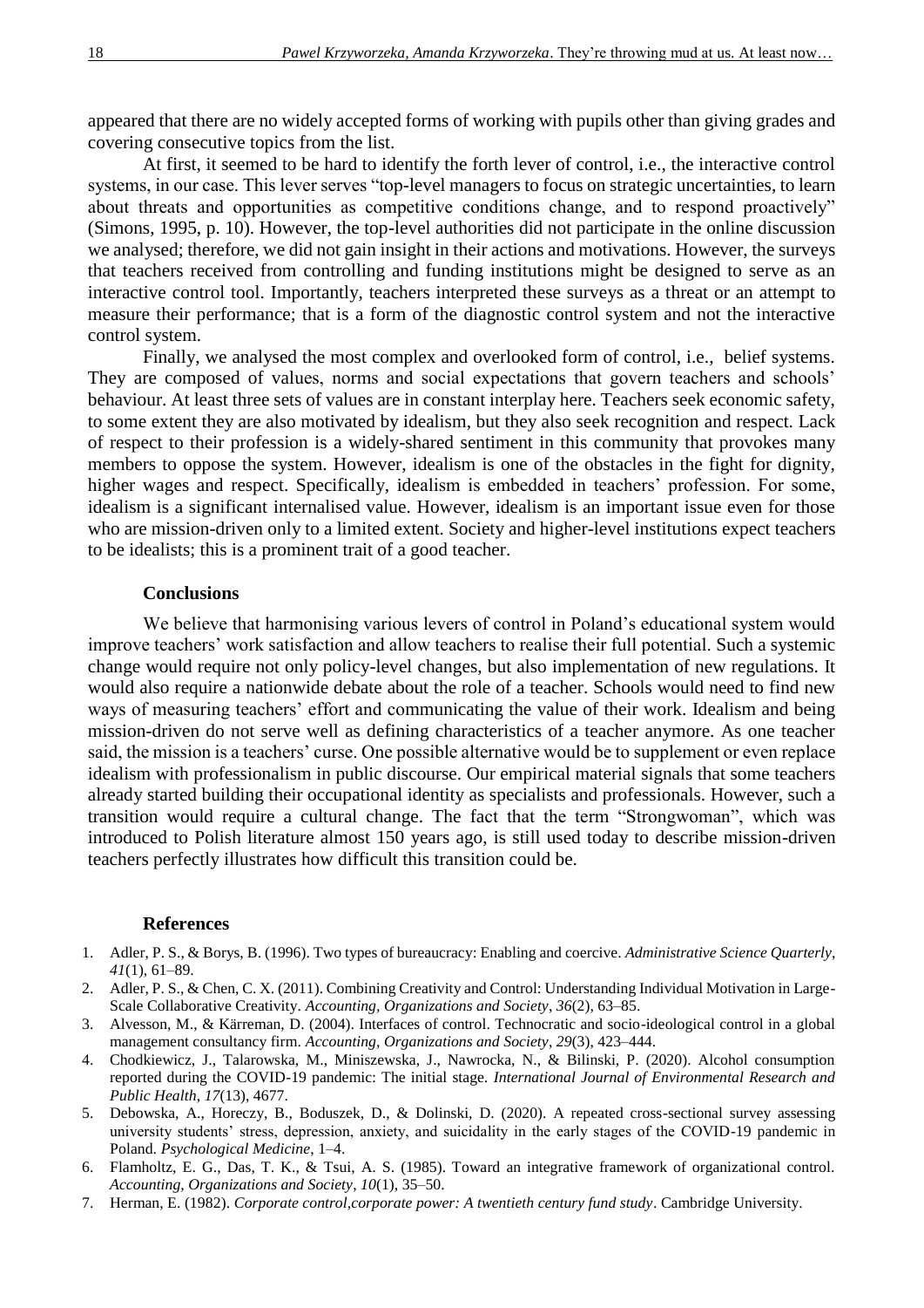appeared that there are no widely accepted forms of working with pupils other than giving grades and covering consecutive topics from the list.

At first, it seemed to be hard to identify the forth lever of control, i.e., the interactive control systems, in our case. This lever serves "top-level managers to focus on strategic uncertainties, to learn about threats and opportunities as competitive conditions change, and to respond proactively" (Simons, 1995, p. 10). However, the top-level authorities did not participate in the online discussion we analysed; therefore, we did not gain insight in their actions and motivations. However, the surveys that teachers received from controlling and funding institutions might be designed to serve as an interactive control tool. Importantly, teachers interpreted these surveys as a threat or an attempt to measure their performance; that is a form of the diagnostic control system and not the interactive control system.

Finally, we analysed the most complex and overlooked form of control, i.e., belief systems. They are composed of values, norms and social expectations that govern teachers and schools' behaviour. At least three sets of values are in constant interplay here. Teachers seek economic safety, to some extent they are also motivated by idealism, but they also seek recognition and respect. Lack of respect to their profession is a widely-shared sentiment in this community that provokes many members to oppose the system. However, idealism is one of the obstacles in the fight for dignity, higher wages and respect. Specifically, idealism is embedded in teachers' profession. For some, idealism is a significant internalised value. However, idealism is an important issue even for those who are mission-driven only to a limited extent. Society and higher-level institutions expect teachers to be idealists; this is a prominent trait of a good teacher.

## Conclusions

We believe that harmonising various levers of control in Poland's educational system would improve teachers' work satisfaction and allow teachers to realise their full potential. Such a systemic change would require not only policy-level changes, but also implementation of new regulations. It would also require a nationwide debate about the role of a teacher. Schools would need to find new ways of measuring teachers' effort and communicating the value of their work. Idealism and being mission-driven do not serve well as defining characteristics of a teacher anymore. As one teacher said, the mission is a teachers' curse. One possible alternative would be to supplement or even replace idealism with professionalism in public discourse. Our empirical material signals that some teachers already started building their occupational identity as specialists and professionals. However, such a transition would require a cultural change. The fact that the term "Strongwoman", which was introduced to Polish literature almost 150 years ago, is still used today to describe mission-driven teachers perfectly illustrates how difficult this transition could be.

## References

1. Adler, P. S., & Borys, B. (1996). Two types of bureaucracy: Enabling and coercive. *Administrative Science Quarterly*, *41*(1), 61–89.
2. Adler, P. S., & Chen, C. X. (2011). Combining Creativity and Control: Understanding Individual Motivation in Large-Scale Collaborative Creativity. *Accounting, Organizations and Society*, *36*(2), 63–85.
3. Alvesson, M., & Kärreman, D. (2004). Interfaces of control. Technocratic and socio-ideological control in a global management consultancy firm. *Accounting, Organizations and Society*, *29*(3), 423–444.
4. Chodkiewicz, J., Talarowska, M., Miniszewska, J., Nawrocka, N., & Bilinski, P. (2020). Alcohol consumption reported during the COVID-19 pandemic: The initial stage. *International Journal of Environmental Research and Public Health*, *17*(13), 4677.
5. Debowska, A., Horeczy, B., Boduszek, D., & Dolinski, D. (2020). A repeated cross-sectional survey assessing university students' stress, depression, anxiety, and suicidality in the early stages of the COVID-19 pandemic in Poland. *Psychological Medicine*, 1–4.
6. Flamholtz, E. G., Das, T. K., & Tsui, A. S. (1985). Toward an integrative framework of organizational control. *Accounting, Organizations and Society*, *10*(1), 35–50.
7. Herman, E. (1982). *Corporate control,corporate power: A twentieth century fund study*. Cambridge University.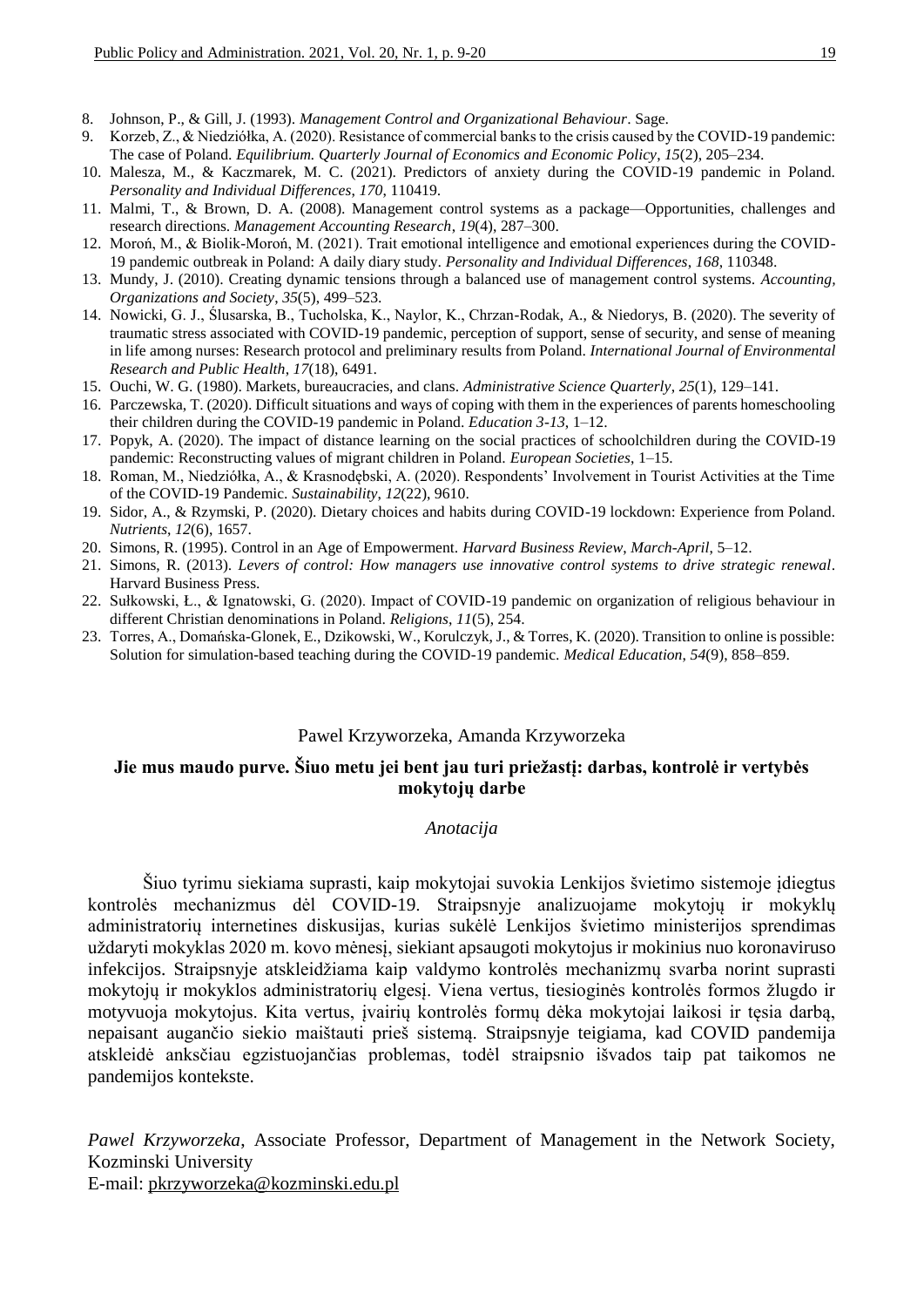8. Johnson, P., & Gill, J. (1993). *Management Control and Organizational Behaviour*. Sage.
9. Korzeb, Z., & Niedziółka, A. (2020). Resistance of commercial banks to the crisis caused by the COVID-19 pandemic: The case of Poland. *Equilibrium. Quarterly Journal of Economics and Economic Policy*, *15*(2), 205–234.
10. Malesza, M., & Kaczmarek, M. C. (2021). Predictors of anxiety during the COVID-19 pandemic in Poland. *Personality and Individual Differences*, *170*, 110419.
11. Malmi, T., & Brown, D. A. (2008). Management control systems as a package—Opportunities, challenges and research directions. *Management Accounting Research*, *19*(4), 287–300.
12. Moroń, M., & Biolik-Moroń, M. (2021). Trait emotional intelligence and emotional experiences during the COVID-19 pandemic outbreak in Poland: A daily diary study. *Personality and Individual Differences*, *168*, 110348.
13. Mundy, J. (2010). Creating dynamic tensions through a balanced use of management control systems. *Accounting, Organizations and Society*, *35*(5), 499–523.
14. Nowicki, G. J., Ślusarska, B., Tucholska, K., Naylor, K., Chrzan-Rodak, A., & Niedorys, B. (2020). The severity of traumatic stress associated with COVID-19 pandemic, perception of support, sense of security, and sense of meaning in life among nurses: Research protocol and preliminary results from Poland. *International Journal of Environmental Research and Public Health*, *17*(18), 6491.
15. Ouchi, W. G. (1980). Markets, bureaucracies, and clans. *Administrative Science Quarterly*, *25*(1), 129–141.
16. Parczewska, T. (2020). Difficult situations and ways of coping with them in the experiences of parents homeschooling their children during the COVID-19 pandemic in Poland. *Education 3-13*, 1–12.
17. Popyk, A. (2020). The impact of distance learning on the social practices of schoolchildren during the COVID-19 pandemic: Reconstructing values of migrant children in Poland. *European Societies*, 1–15.
18. Roman, M., Niedziółka, A., & Krasnodębski, A. (2020). Respondents' Involvement in Tourist Activities at the Time of the COVID-19 Pandemic. *Sustainability*, *12*(22), 9610.
19. Sidor, A., & Rzymski, P. (2020). Dietary choices and habits during COVID-19 lockdown: Experience from Poland. *Nutrients*, *12*(6), 1657.
20. Simons, R. (1995). Control in an Age of Empowerment. *Harvard Business Review*, *March-April*, 5–12.
21. Simons, R. (2013). *Levers of control: How managers use innovative control systems to drive strategic renewal*. Harvard Business Press.
22. Sułkowski, Ł., & Ignatowski, G. (2020). Impact of COVID-19 pandemic on organization of religious behaviour in different Christian denominations in Poland. *Religions*, *11*(5), 254.
23. Torres, A., Domańska-Glonek, E., Dzikowski, W., Korulczyk, J., & Torres, K. (2020). Transition to online is possible: Solution for simulation-based teaching during the COVID-19 pandemic. *Medical Education*, *54*(9), 858–859.

Pawel Krzyworzeka, Amanda Krzyworzeka

## Jie mus maudo purve. Šiuo metu jei bent jau turi priežastį: darbas, kontrolė ir vertybės mokytojų darbe

*Anotacija*

Šiuo tyrimu siekiama suprasti, kaip mokytojai suvokia Lenkijos švietimo sistemoje įdiegtus kontrolės mechanizmus dėl COVID-19. Straipsnyje analizuojame mokytojų ir mokyklų administratorių internetines diskusijas, kurias sukėlė Lenkijos švietimo ministerijos sprendimas uždaryti mokyklas 2020 m. kovo mėnesį, siekiant apsaugoti mokytojus ir mokinius nuo koronaviruso infekcijos. Straipsnyje atskleidžiama kaip valdymo kontrolės mechanizmų svarba norint suprasti mokytojų ir mokyklos administratorių elgesį. Viena vertus, tiesioginės kontrolės formos žlugdo ir motyvuoja mokytojus. Kita vertus, įvairių kontrolės formų dėka mokytojai laikosi ir tęsia darbą, nepaisant augančio siekio maištauti prieš sistemą. Straipsnyje teigiama, kad COVID pandemija atskleidė anksčiau egzistuojančias problemas, todėl straipsnio išvados taip pat taikomos ne pandemijos kontekste.

*Pawel Krzyworzeka*, Associate Professor, Department of Management in the Network Society, Kozminski University
E-mail: pkrzyworzeka@kozminski.edu.pl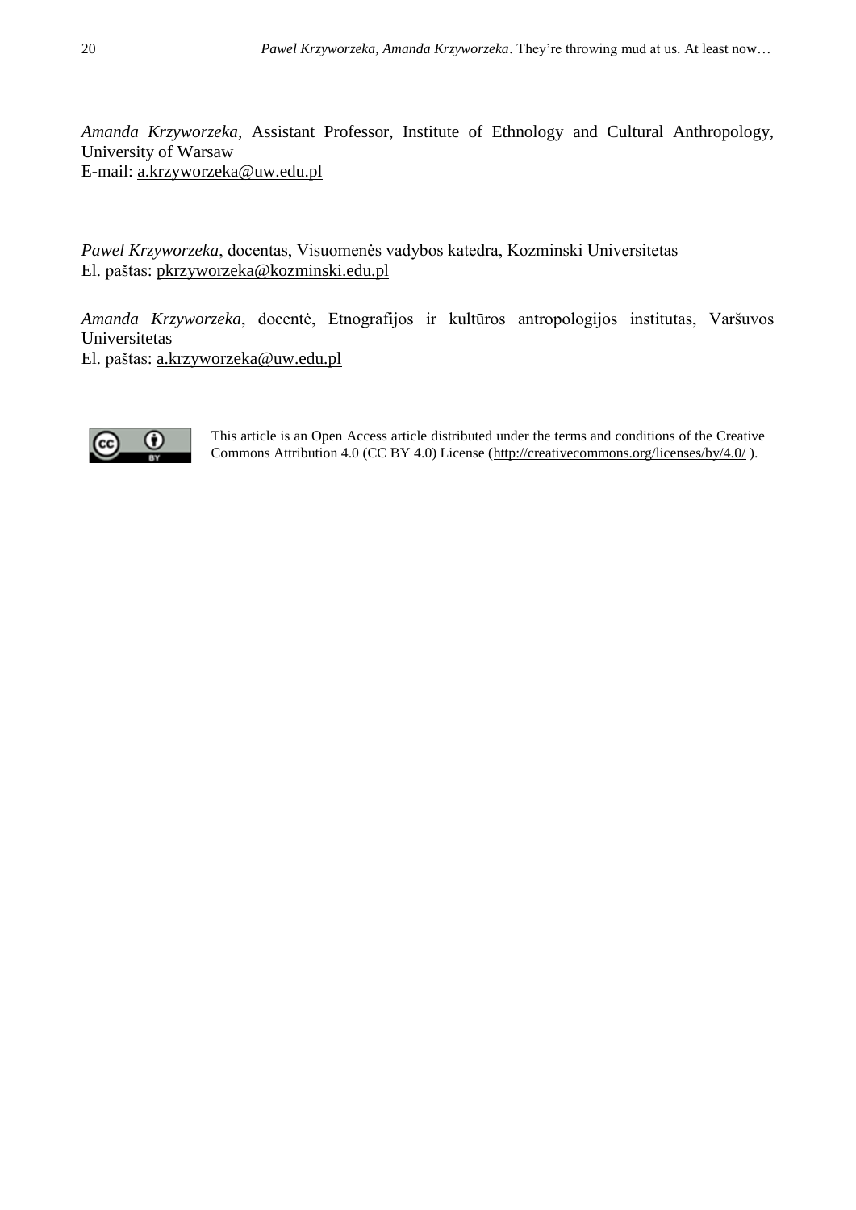*Amanda Krzyworzeka*, Assistant Professor, Institute of Ethnology and Cultural Anthropology, University of Warsaw
E-mail: a.krzyworzeka@uw.edu.pl

*Pawel Krzyworzeka*, docentas, Visuomenės vadybos katedra, Kozminski Universitetas
El. paštas: pkrzyworzeka@kozminski.edu.pl

*Amanda Krzyworzeka*, docentė, Etnografijos ir kultūros antropologijos institutas, Varšuvos Universitetas
El. paštas: a.krzyworzeka@uw.edu.pl

This article is an Open Access article distributed under the terms and conditions of the Creative Commons Attribution 4.0 (CC BY 4.0) License (http://creativecommons.org/licenses/by/4.0/ ).